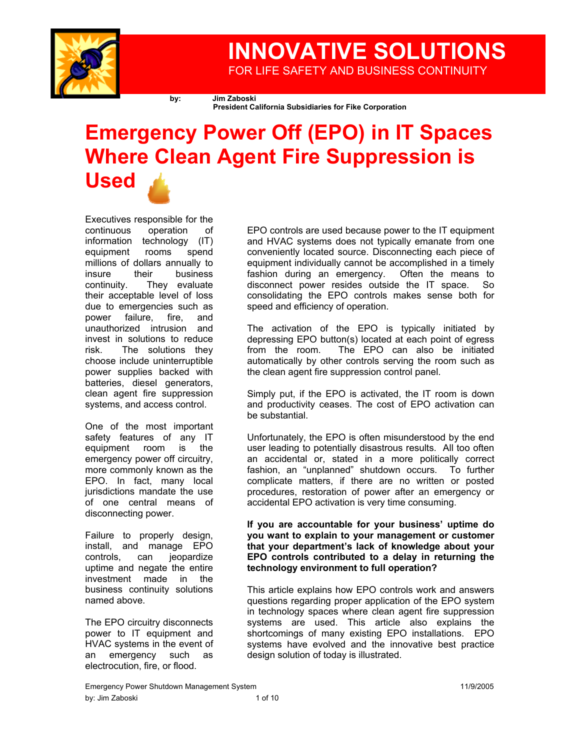# INNOVATIVE SOLUTIONS

FOR LIFE SAFETY AND BUSINESS CONTINUITY

by: **Jim Zaboski**
**President California Subsidiaries for Fike Corporation**

# Emergency Power Off (EPO) in IT Spaces Where Clean Agent Fire Suppression is Used

Executives responsible for the continuous operation of information technology (IT) equipment rooms spend millions of dollars annually to insure their business continuity. They evaluate their acceptable level of loss due to emergencies such as power failure, fire, and unauthorized intrusion and invest in solutions to reduce risk. The solutions they choose include uninterruptible power supplies backed with batteries, diesel generators, clean agent fire suppression systems, and access control.

One of the most important safety features of any IT equipment room is the emergency power off circuitry, more commonly known as the EPO. In fact, many local jurisdictions mandate the use of one central means of disconnecting power.

Failure to properly design, install, and manage EPO controls, can jeopardize uptime and negate the entire investment made in the business continuity solutions named above.

The EPO circuitry disconnects power to IT equipment and HVAC systems in the event of an emergency such as electrocution, fire, or flood.

EPO controls are used because power to the IT equipment and HVAC systems does not typically emanate from one conveniently located source. Disconnecting each piece of equipment individually cannot be accomplished in a timely fashion during an emergency. Often the means to disconnect power resides outside the IT space. So consolidating the EPO controls makes sense both for speed and efficiency of operation.

The activation of the EPO is typically initiated by depressing EPO button(s) located at each point of egress from the room. The EPO can also be initiated automatically by other controls serving the room such as the clean agent fire suppression control panel.

Simply put, if the EPO is activated, the IT room is down and productivity ceases. The cost of EPO activation can be substantial.

Unfortunately, the EPO is often misunderstood by the end user leading to potentially disastrous results. All too often an accidental or, stated in a more politically correct fashion, an "unplanned" shutdown occurs. To further complicate matters, if there are no written or posted procedures, restoration of power after an emergency or accidental EPO activation is very time consuming.

**If you are accountable for your business' uptime do you want to explain to your management or customer that your department's lack of knowledge about your EPO controls contributed to a delay in returning the technology environment to full operation?**

This article explains how EPO controls work and answers questions regarding proper application of the EPO system in technology spaces where clean agent fire suppression systems are used. This article also explains the shortcomings of many existing EPO installations. EPO systems have evolved and the innovative best practice design solution of today is illustrated.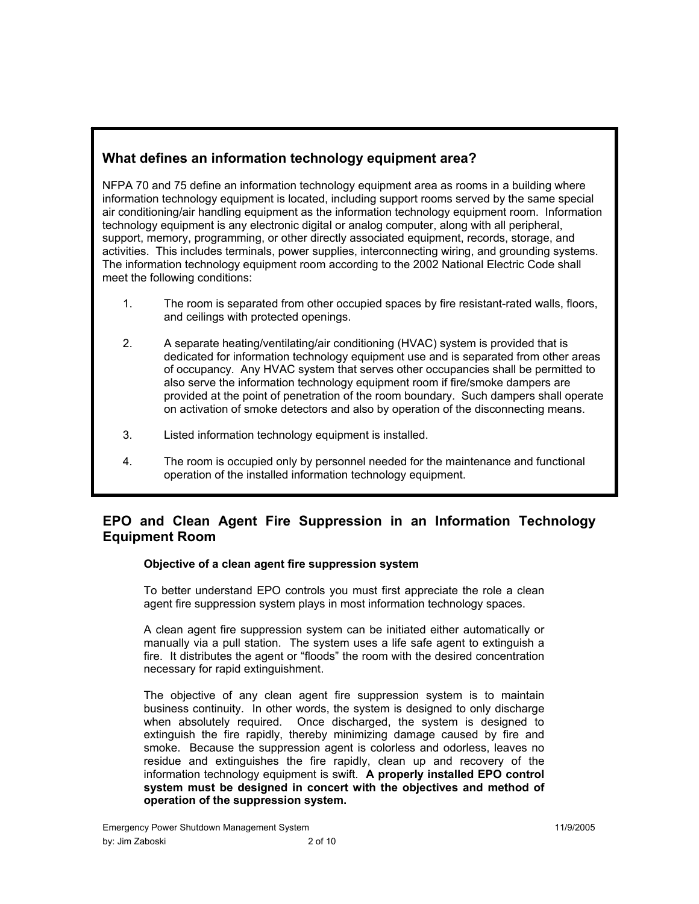## What defines an information technology equipment area?

NFPA 70 and 75 define an information technology equipment area as rooms in a building where information technology equipment is located, including support rooms served by the same special air conditioning/air handling equipment as the information technology equipment room. Information technology equipment is any electronic digital or analog computer, along with all peripheral, support, memory, programming, or other directly associated equipment, records, storage, and activities. This includes terminals, power supplies, interconnecting wiring, and grounding systems. The information technology equipment room according to the 2002 National Electric Code shall meet the following conditions:

1. The room is separated from other occupied spaces by fire resistant-rated walls, floors, and ceilings with protected openings.
2. A separate heating/ventilating/air conditioning (HVAC) system is provided that is dedicated for information technology equipment use and is separated from other areas of occupancy. Any HVAC system that serves other occupancies shall be permitted to also serve the information technology equipment room if fire/smoke dampers are provided at the point of penetration of the room boundary. Such dampers shall operate on activation of smoke detectors and also by operation of the disconnecting means.
3. Listed information technology equipment is installed.
4. The room is occupied only by personnel needed for the maintenance and functional operation of the installed information technology equipment.

## EPO and Clean Agent Fire Suppression in an Information Technology Equipment Room

### Objective of a clean agent fire suppression system

To better understand EPO controls you must first appreciate the role a clean agent fire suppression system plays in most information technology spaces.

A clean agent fire suppression system can be initiated either automatically or manually via a pull station. The system uses a life safe agent to extinguish a fire. It distributes the agent or "floods" the room with the desired concentration necessary for rapid extinguishment.

The objective of any clean agent fire suppression system is to maintain business continuity. In other words, the system is designed to only discharge when absolutely required. Once discharged, the system is designed to extinguish the fire rapidly, thereby minimizing damage caused by fire and smoke. Because the suppression agent is colorless and odorless, leaves no residue and extinguishes the fire rapidly, clean up and recovery of the information technology equipment is swift. **A properly installed EPO control system must be designed in concert with the objectives and method of operation of the suppression system.**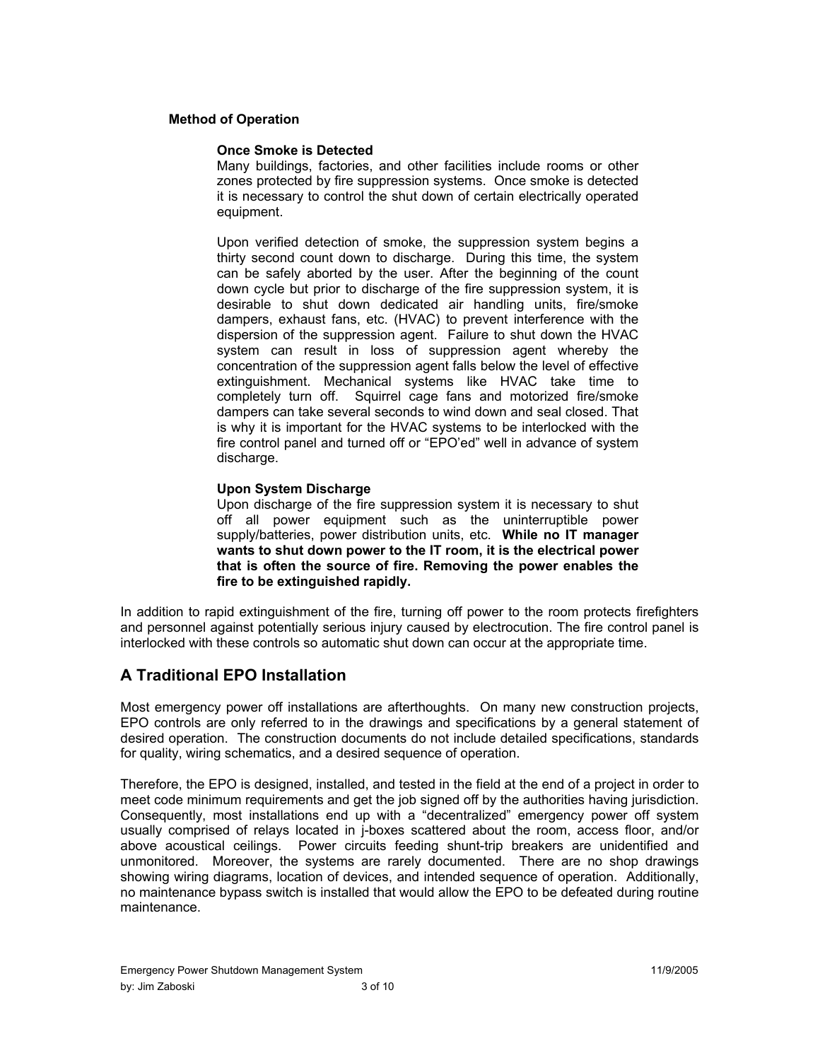### Method of Operation

#### Once Smoke is Detected

Many buildings, factories, and other facilities include rooms or other zones protected by fire suppression systems. Once smoke is detected it is necessary to control the shut down of certain electrically operated equipment.

Upon verified detection of smoke, the suppression system begins a thirty second count down to discharge. During this time, the system can be safely aborted by the user. After the beginning of the count down cycle but prior to discharge of the fire suppression system, it is desirable to shut down dedicated air handling units, fire/smoke dampers, exhaust fans, etc. (HVAC) to prevent interference with the dispersion of the suppression agent. Failure to shut down the HVAC system can result in loss of suppression agent whereby the concentration of the suppression agent falls below the level of effective extinguishment. Mechanical systems like HVAC take time to completely turn off. Squirrel cage fans and motorized fire/smoke dampers can take several seconds to wind down and seal closed. That is why it is important for the HVAC systems to be interlocked with the fire control panel and turned off or "EPO'ed" well in advance of system discharge.

#### Upon System Discharge

Upon discharge of the fire suppression system it is necessary to shut off all power equipment such as the uninterruptible power supply/batteries, power distribution units, etc. **While no IT manager wants to shut down power to the IT room, it is the electrical power that is often the source of fire. Removing the power enables the fire to be extinguished rapidly.**

In addition to rapid extinguishment of the fire, turning off power to the room protects firefighters and personnel against potentially serious injury caused by electrocution. The fire control panel is interlocked with these controls so automatic shut down can occur at the appropriate time.

## A Traditional EPO Installation

Most emergency power off installations are afterthoughts. On many new construction projects, EPO controls are only referred to in the drawings and specifications by a general statement of desired operation. The construction documents do not include detailed specifications, standards for quality, wiring schematics, and a desired sequence of operation.

Therefore, the EPO is designed, installed, and tested in the field at the end of a project in order to meet code minimum requirements and get the job signed off by the authorities having jurisdiction. Consequently, most installations end up with a "decentralized" emergency power off system usually comprised of relays located in j-boxes scattered about the room, access floor, and/or above acoustical ceilings. Power circuits feeding shunt-trip breakers are unidentified and unmonitored. Moreover, the systems are rarely documented. There are no shop drawings showing wiring diagrams, location of devices, and intended sequence of operation. Additionally, no maintenance bypass switch is installed that would allow the EPO to be defeated during routine maintenance.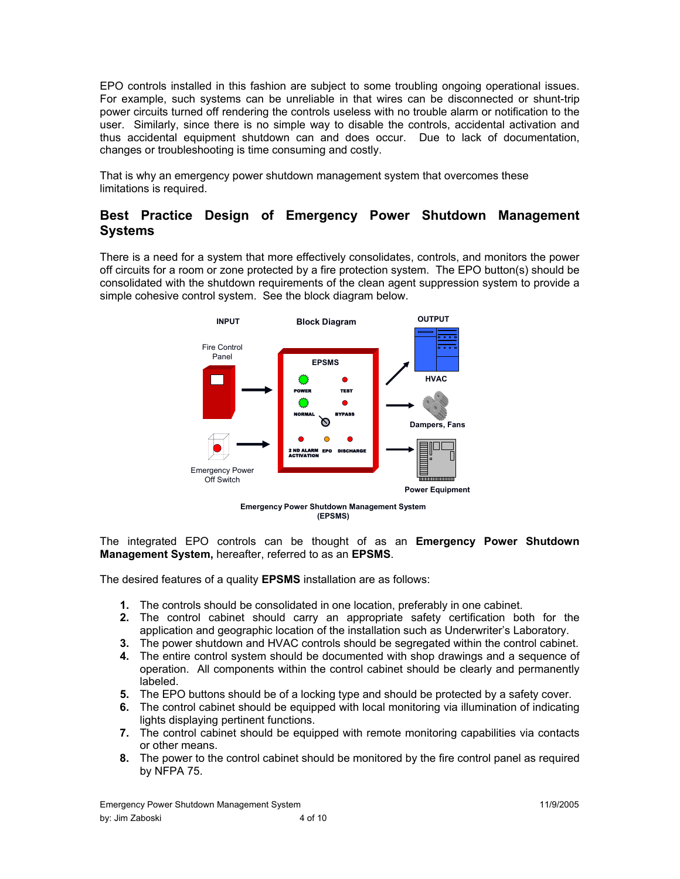EPO controls installed in this fashion are subject to some troubling ongoing operational issues. For example, such systems can be unreliable in that wires can be disconnected or shunt-trip power circuits turned off rendering the controls useless with no trouble alarm or notification to the user. Similarly, since there is no simple way to disable the controls, accidental activation and thus accidental equipment shutdown can and does occur. Due to lack of documentation, changes or troubleshooting is time consuming and costly.

That is why an emergency power shutdown management system that overcomes these limitations is required.

## Best Practice Design of Emergency Power Shutdown Management Systems

There is a need for a system that more effectively consolidates, controls, and monitors the power off circuits for a room or zone protected by a fire protection system. The EPO button(s) should be consolidated with the shutdown requirements of the clean agent suppression system to provide a simple cohesive control system. See the block diagram below.

**Emergency Power Shutdown Management System (EPSMS)**

The integrated EPO controls can be thought of as an **Emergency Power Shutdown Management System,** hereafter, referred to as an **EPSMS**.

The desired features of a quality **EPSMS** installation are as follows:

1. The controls should be consolidated in one location, preferably in one cabinet.
2. The control cabinet should carry an appropriate safety certification both for the application and geographic location of the installation such as Underwriter's Laboratory.
3. The power shutdown and HVAC controls should be segregated within the control cabinet.
4. The entire control system should be documented with shop drawings and a sequence of operation. All components within the control cabinet should be clearly and permanently labeled.
5. The EPO buttons should be of a locking type and should be protected by a safety cover.
6. The control cabinet should be equipped with local monitoring via illumination of indicating lights displaying pertinent functions.
7. The control cabinet should be equipped with remote monitoring capabilities via contacts or other means.
8. The power to the control cabinet should be monitored by the fire control panel as required by NFPA 75.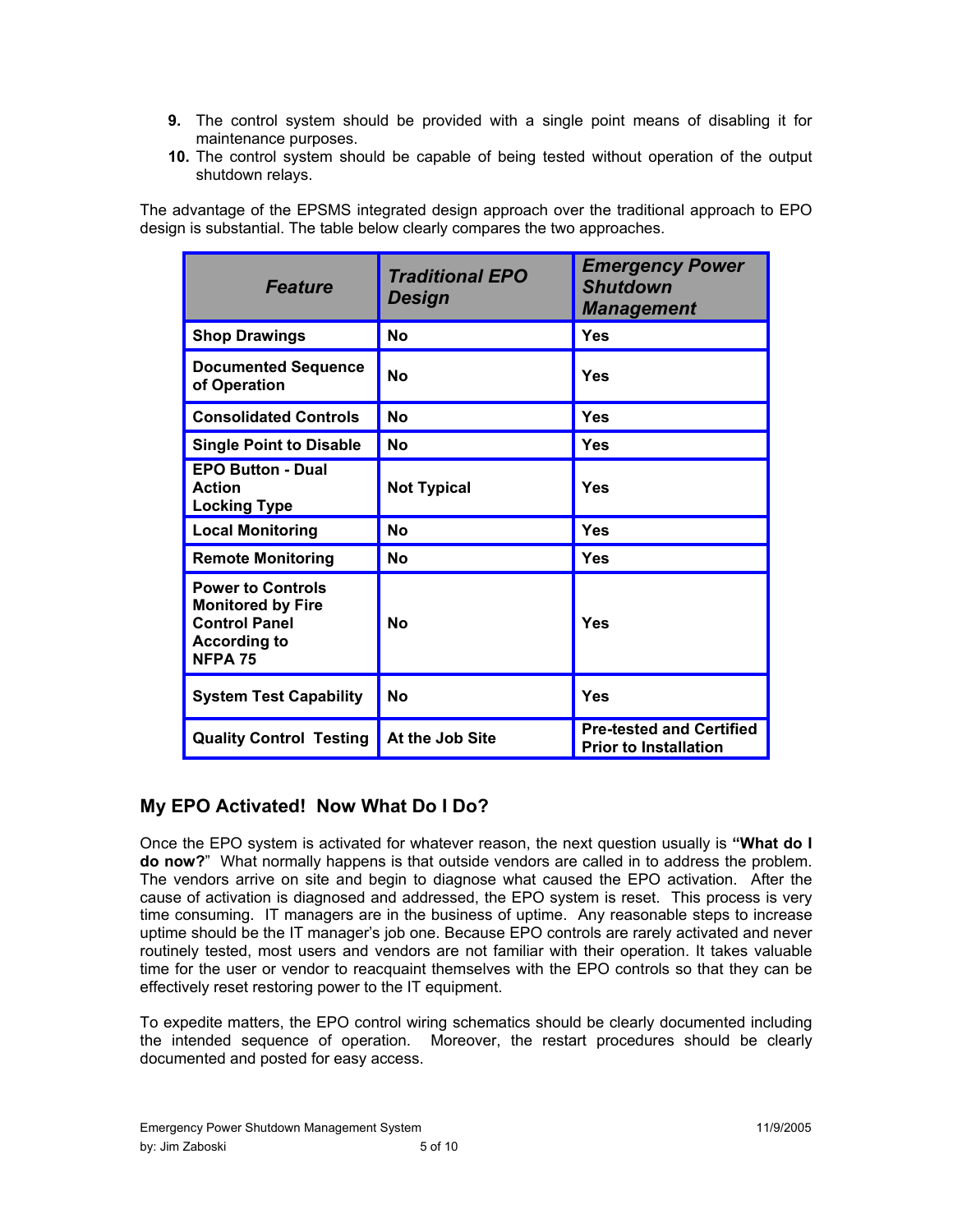9. The control system should be provided with a single point means of disabling it for maintenance purposes.
10. The control system should be capable of being tested without operation of the output shutdown relays.

The advantage of the EPSMS integrated design approach over the traditional approach to EPO design is substantial. The table below clearly compares the two approaches.

| ***Feature*** | ***Traditional EPO Design*** | ***Emergency Power Shutdown Management*** |
|---|---|---|
| **Shop Drawings** | **No** | **Yes** |
| **Documented Sequence of Operation** | **No** | **Yes** |
| **Consolidated Controls** | **No** | **Yes** |
| **Single Point to Disable** | **No** | **Yes** |
| **EPO Button - Dual Action Locking Type** | **Not Typical** | **Yes** |
| **Local Monitoring** | **No** | **Yes** |
| **Remote Monitoring** | **No** | **Yes** |
| **Power to Controls Monitored by Fire Control Panel According to NFPA 75** | **No** | **Yes** |
| **System Test Capability** | **No** | **Yes** |
| **Quality Control Testing** | **At the Job Site** | **Pre-tested and Certified Prior to Installation** |

## My EPO Activated! Now What Do I Do?

Once the EPO system is activated for whatever reason, the next question usually is **"What do I do now?"** What normally happens is that outside vendors are called in to address the problem. The vendors arrive on site and begin to diagnose what caused the EPO activation. After the cause of activation is diagnosed and addressed, the EPO system is reset. This process is very time consuming. IT managers are in the business of uptime. Any reasonable steps to increase uptime should be the IT manager's job one. Because EPO controls are rarely activated and never routinely tested, most users and vendors are not familiar with their operation. It takes valuable time for the user or vendor to reacquaint themselves with the EPO controls so that they can be effectively reset restoring power to the IT equipment.

To expedite matters, the EPO control wiring schematics should be clearly documented including the intended sequence of operation. Moreover, the restart procedures should be clearly documented and posted for easy access.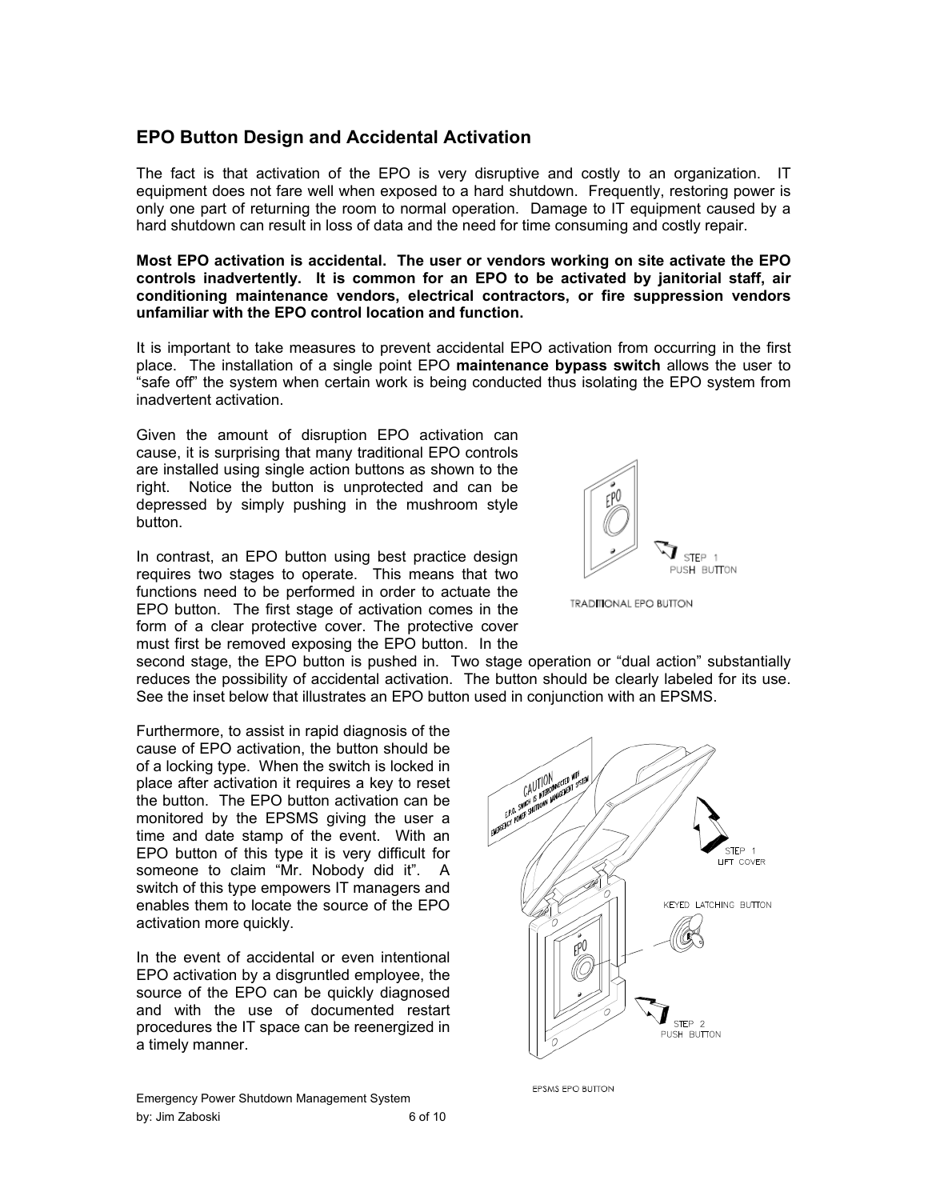## EPO Button Design and Accidental Activation

The fact is that activation of the EPO is very disruptive and costly to an organization. IT equipment does not fare well when exposed to a hard shutdown. Frequently, restoring power is only one part of returning the room to normal operation. Damage to IT equipment caused by a hard shutdown can result in loss of data and the need for time consuming and costly repair.

**Most EPO activation is accidental. The user or vendors working on site activate the EPO controls inadvertently. It is common for an EPO to be activated by janitorial staff, air conditioning maintenance vendors, electrical contractors, or fire suppression vendors unfamiliar with the EPO control location and function.**

It is important to take measures to prevent accidental EPO activation from occurring in the first place. The installation of a single point EPO **maintenance bypass switch** allows the user to "safe off" the system when certain work is being conducted thus isolating the EPO system from inadvertent activation.

Given the amount of disruption EPO activation can cause, it is surprising that many traditional EPO controls are installed using single action buttons as shown to the right. Notice the button is unprotected and can be depressed by simply pushing in the mushroom style button.

TRADITIONAL EPO BUTTON

In contrast, an EPO button using best practice design requires two stages to operate. This means that two functions need to be performed in order to actuate the EPO button. The first stage of activation comes in the form of a clear protective cover. The protective cover must first be removed exposing the EPO button. In the second stage, the EPO button is pushed in. Two stage operation or "dual action" substantially reduces the possibility of accidental activation. The button should be clearly labeled for its use. See the inset below that illustrates an EPO button used in conjunction with an EPSMS.

Furthermore, to assist in rapid diagnosis of the cause of EPO activation, the button should be of a locking type. When the switch is locked in place after activation it requires a key to reset the button. The EPO button activation can be monitored by the EPSMS giving the user a time and date stamp of the event. With an EPO button of this type it is very difficult for someone to claim "Mr. Nobody did it". A switch of this type empowers IT managers and enables them to locate the source of the EPO activation more quickly.

In the event of accidental or even intentional EPO activation by a disgruntled employee, the source of the EPO can be quickly diagnosed and with the use of documented restart procedures the IT space can be reenergized in a timely manner.

EPSMS EPO BUTTON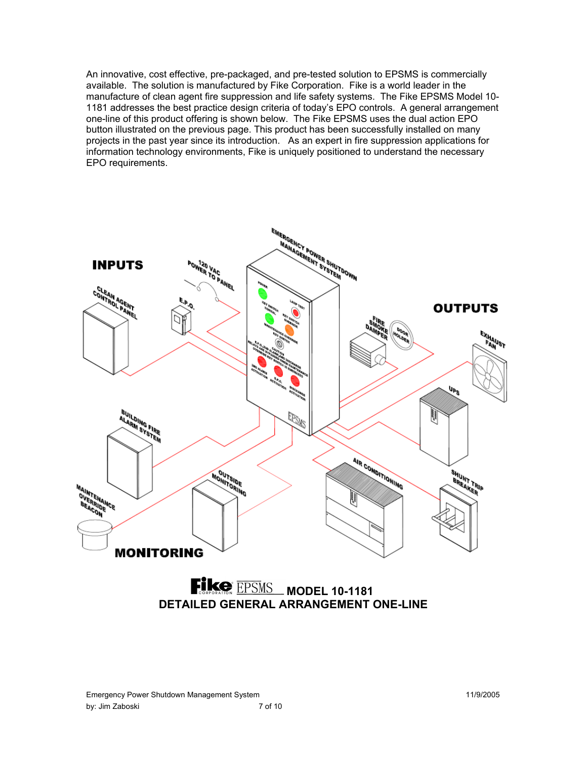An innovative, cost effective, pre-packaged, and pre-tested solution to EPSMS is commercially available. The solution is manufactured by Fike Corporation. Fike is a world leader in the manufacture of clean agent fire suppression and life safety systems. The Fike EPSMS Model 10-1181 addresses the best practice design criteria of today's EPO controls. A general arrangement one-line of this product offering is shown below. The Fike EPSMS uses the dual action EPO button illustrated on the previous page. This product has been successfully installed on many projects in the past year since its introduction. As an expert in fire suppression applications for information technology environments, Fike is uniquely positioned to understand the necessary EPO requirements.

**Fike EPSMS MODEL 10-1181**
**DETAILED GENERAL ARRANGEMENT ONE-LINE**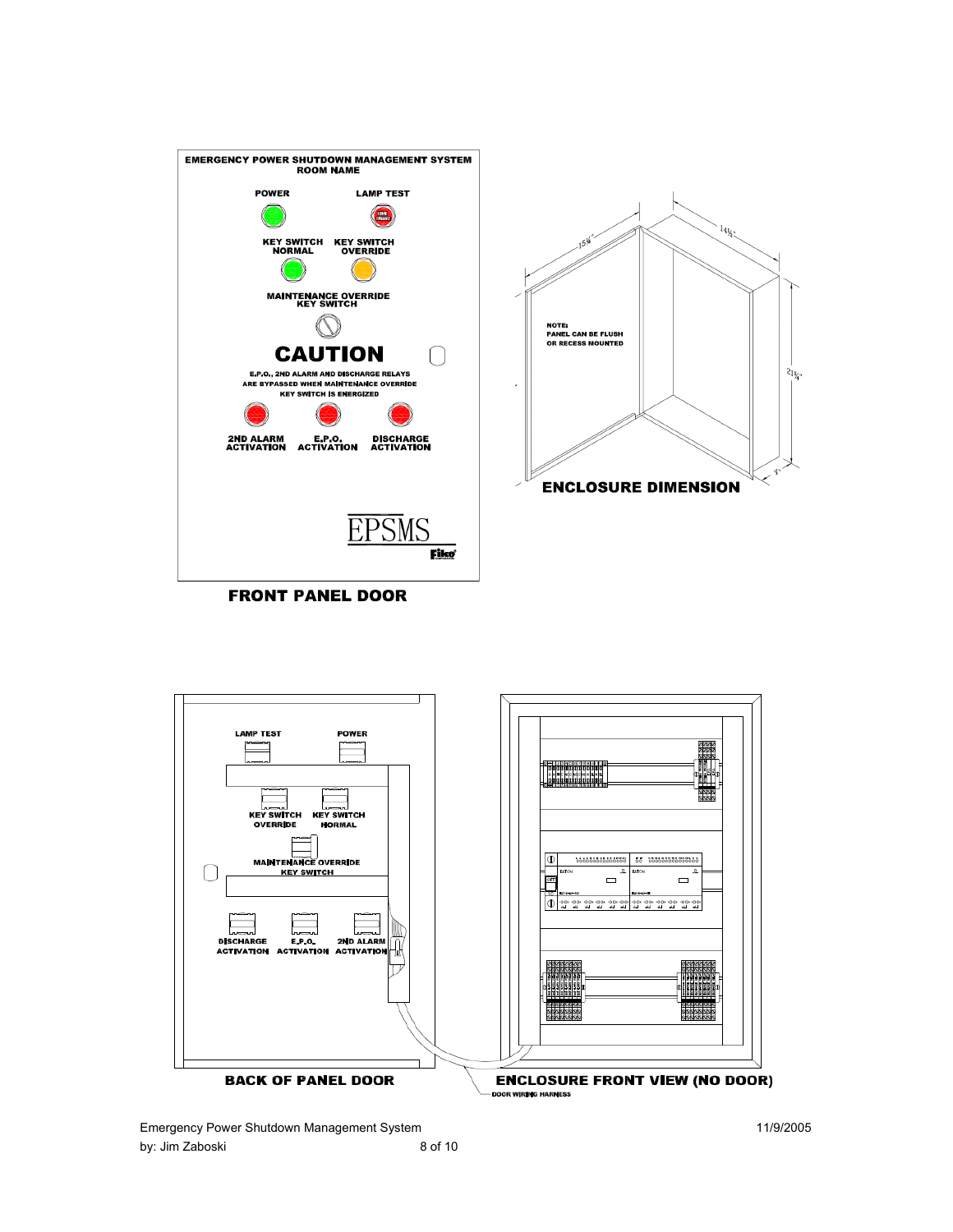EMERGENCY POWER SHUTDOWN MANAGEMENT SYSTEM
ROOM NAME

POWER

LAMP TEST

KEY SWITCH NORMAL

KEY SWITCH OVERRIDE

MAINTENANCE OVERRIDE KEY SWITCH

**CAUTION**

E.P.O., 2ND ALARM AND DISCHARGE RELAYS ARE BYPASSED WHEN MAINTENANCE OVERRIDE KEY SWITCH IS ENERGIZED

2ND ALARM ACTIVATION

E.P.O. ACTIVATION

DISCHARGE ACTIVATION

EPSMS

**FRONT PANEL DOOR**

NOTE:
PANEL CAN BE FLUSH OR RECESS MOUNTED

15¼"

14½"

21¼"

5"

**ENCLOSURE DIMENSION**

LAMP TEST

POWER

KEY SWITCH OVERRIDE

KEY SWITCH NORMAL

MAINTENANCE OVERRIDE KEY SWITCH

DISCHARGE ACTIVATION

E.P.O. ACTIVATION

2ND ALARM ACTIVATION

**BACK OF PANEL DOOR**

**ENCLOSURE FRONT VIEW (NO DOOR)**

DOOR WIRING HARNESS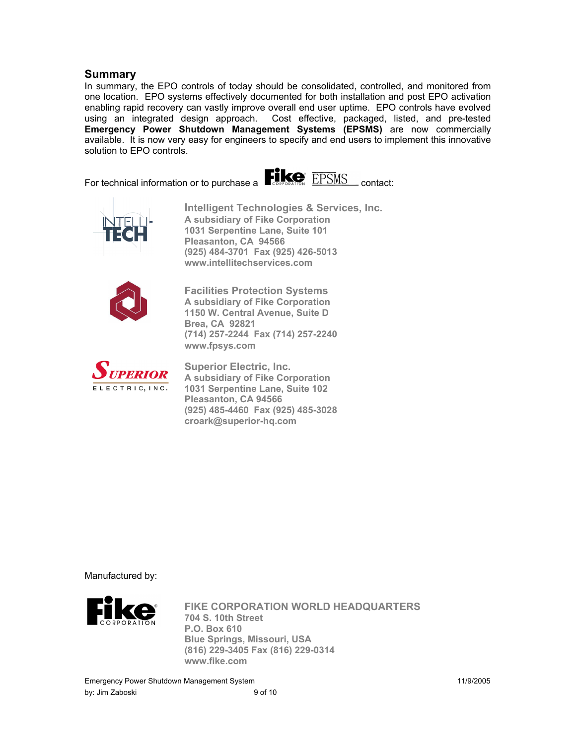## Summary

In summary, the EPO controls of today should be consolidated, controlled, and monitored from one location. EPO systems effectively documented for both installation and post EPO activation enabling rapid recovery can vastly improve overall end user uptime. EPO controls have evolved using an integrated design approach. Cost effective, packaged, listed, and pre-tested **Emergency Power Shutdown Management Systems (EPSMS)** are now commercially available. It is now very easy for engineers to specify and end users to implement this innovative solution to EPO controls.

For technical information or to purchase a Fike EPSMS contact:

**Intelligent Technologies & Services, Inc.**
**A subsidiary of Fike Corporation**
**1031 Serpentine Lane, Suite 101**
**Pleasanton, CA 94566**
**(925) 484-3701 Fax (925) 426-5013**
**www.intellitechservices.com**

**Facilities Protection Systems**
**A subsidiary of Fike Corporation**
**1150 W. Central Avenue, Suite D**
**Brea, CA 92821**
**(714) 257-2244 Fax (714) 257-2240**
**www.fpsys.com**

**Superior Electric, Inc.**
**A subsidiary of Fike Corporation**
**1031 Serpentine Lane, Suite 102**
**Pleasanton, CA 94568**
**(925) 485-4460 Fax (925) 485-3028**
**croark@superior-hq.com**

Manufactured by:

**FIKE CORPORATION WORLD HEADQUARTERS**
**704 S. 10th Street**
**P.O. Box 610**
**Blue Springs, Missouri, USA**
**(816) 229-3405 Fax (816) 229-0314**
**www.fike.com**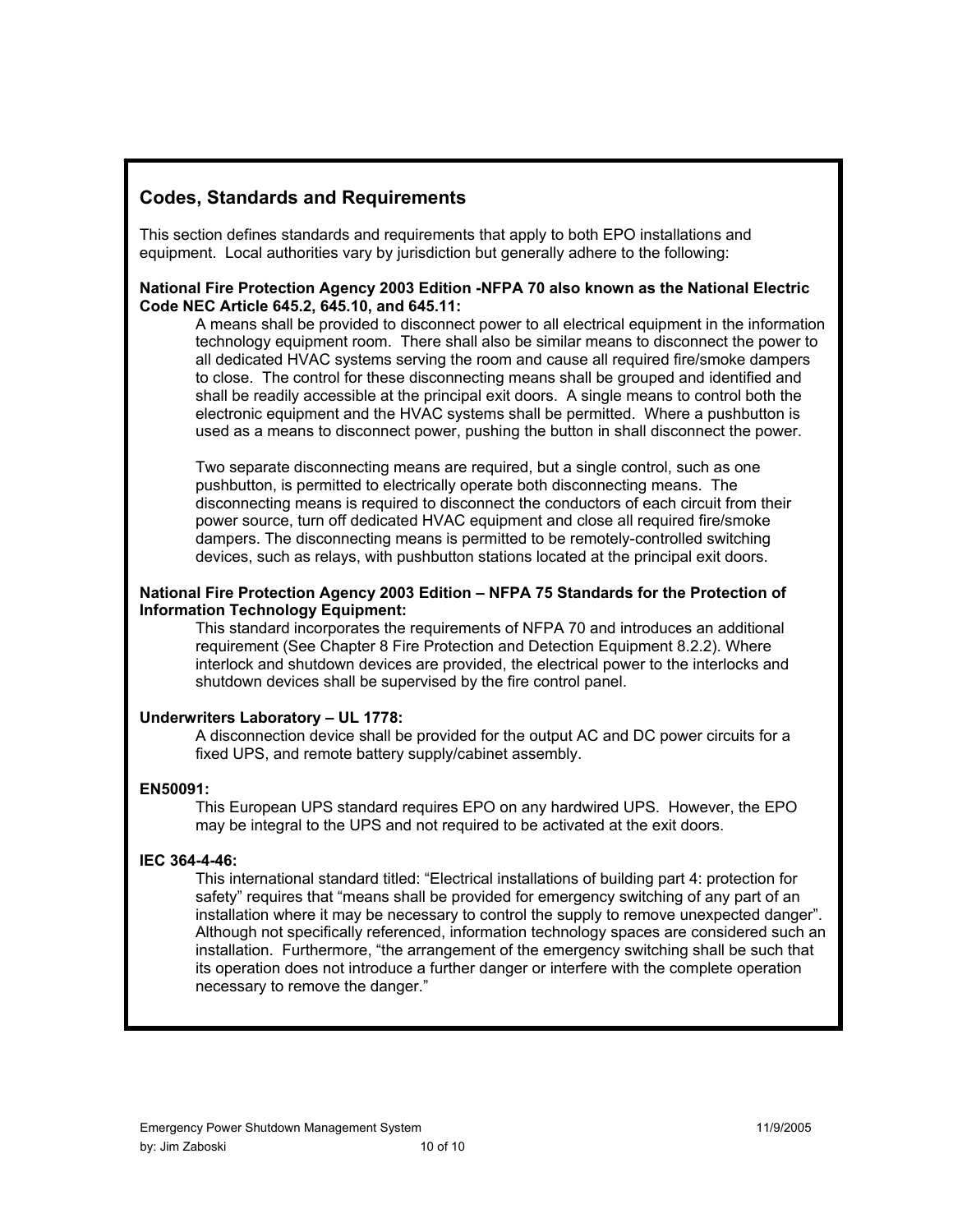## Codes, Standards and Requirements

This section defines standards and requirements that apply to both EPO installations and equipment. Local authorities vary by jurisdiction but generally adhere to the following:

**National Fire Protection Agency 2003 Edition -NFPA 70 also known as the National Electric Code NEC Article 645.2, 645.10, and 645.11:**

A means shall be provided to disconnect power to all electrical equipment in the information technology equipment room. There shall also be similar means to disconnect the power to all dedicated HVAC systems serving the room and cause all required fire/smoke dampers to close. The control for these disconnecting means shall be grouped and identified and shall be readily accessible at the principal exit doors. A single means to control both the electronic equipment and the HVAC systems shall be permitted. Where a pushbutton is used as a means to disconnect power, pushing the button in shall disconnect the power.

Two separate disconnecting means are required, but a single control, such as one pushbutton, is permitted to electrically operate both disconnecting means. The disconnecting means is required to disconnect the conductors of each circuit from their power source, turn off dedicated HVAC equipment and close all required fire/smoke dampers. The disconnecting means is permitted to be remotely-controlled switching devices, such as relays, with pushbutton stations located at the principal exit doors.

**National Fire Protection Agency 2003 Edition – NFPA 75 Standards for the Protection of Information Technology Equipment:**

This standard incorporates the requirements of NFPA 70 and introduces an additional requirement (See Chapter 8 Fire Protection and Detection Equipment 8.2.2). Where interlock and shutdown devices are provided, the electrical power to the interlocks and shutdown devices shall be supervised by the fire control panel.

**Underwriters Laboratory – UL 1778:**

A disconnection device shall be provided for the output AC and DC power circuits for a fixed UPS, and remote battery supply/cabinet assembly.

**EN50091:**

This European UPS standard requires EPO on any hardwired UPS. However, the EPO may be integral to the UPS and not required to be activated at the exit doors.

**IEC 364-4-46:**

This international standard titled: "Electrical installations of building part 4: protection for safety" requires that "means shall be provided for emergency switching of any part of an installation where it may be necessary to control the supply to remove unexpected danger". Although not specifically referenced, information technology spaces are considered such an installation. Furthermore, "the arrangement of the emergency switching shall be such that its operation does not introduce a further danger or interfere with the complete operation necessary to remove the danger."